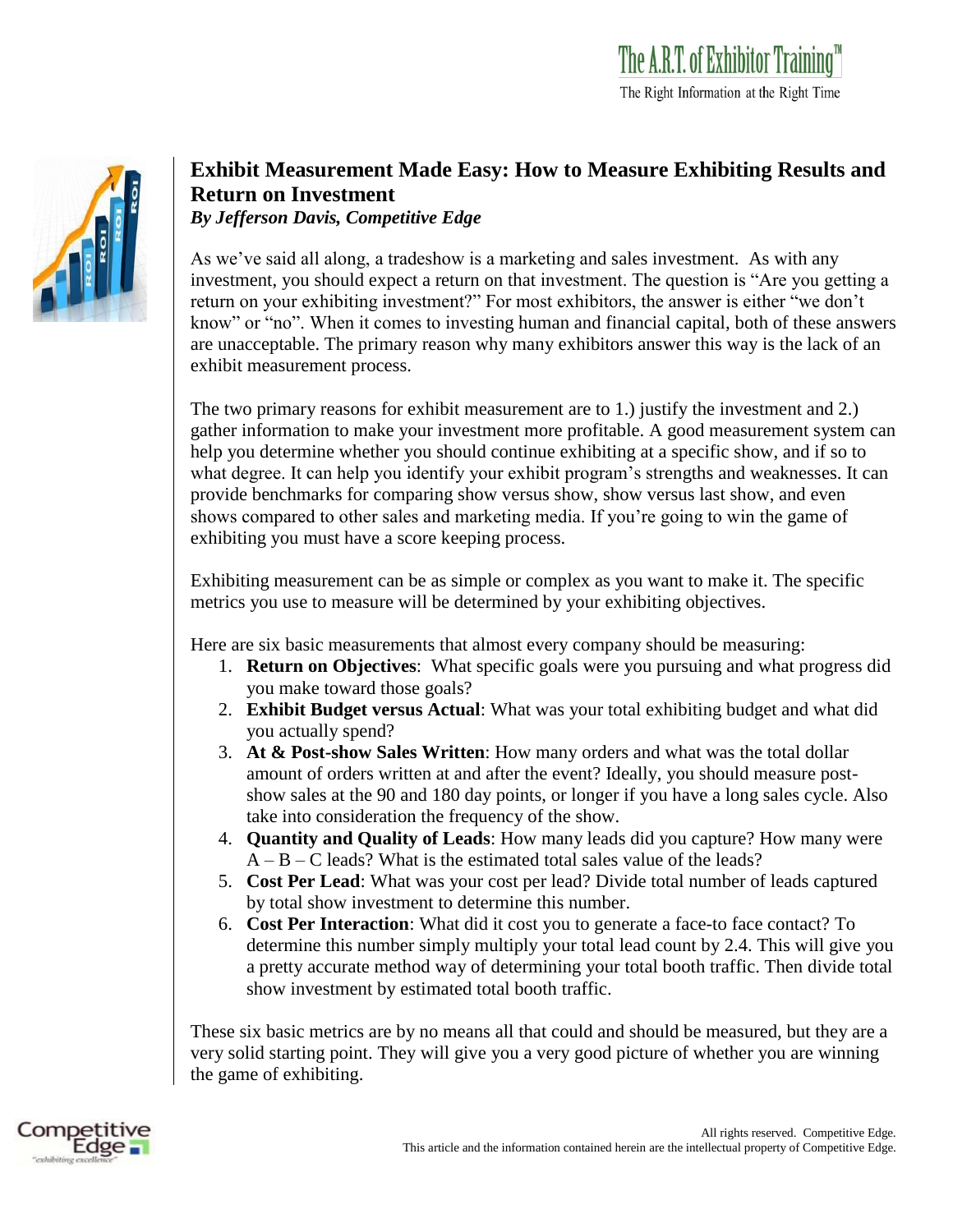# Exhibit Measurement Made Easy: How to Measure Exhibiting Results and Return on Investment

***By Jefferson Davis, Competitive Edge***

As we've said all along, a tradeshow is a marketing and sales investment. As with any investment, you should expect a return on that investment. The question is "Are you getting a return on your exhibiting investment?" For most exhibitors, the answer is either "we don't know" or "no". When it comes to investing human and financial capital, both of these answers are unacceptable. The primary reason why many exhibitors answer this way is the lack of an exhibit measurement process.

The two primary reasons for exhibit measurement are to 1.) justify the investment and 2.) gather information to make your investment more profitable. A good measurement system can help you determine whether you should continue exhibiting at a specific show, and if so to what degree. It can help you identify your exhibit program's strengths and weaknesses. It can provide benchmarks for comparing show versus show, show versus last show, and even shows compared to other sales and marketing media. If you're going to win the game of exhibiting you must have a score keeping process.

Exhibiting measurement can be as simple or complex as you want to make it. The specific metrics you use to measure will be determined by your exhibiting objectives.

Here are six basic measurements that almost every company should be measuring:

1. **Return on Objectives**: What specific goals were you pursuing and what progress did you make toward those goals?
2. **Exhibit Budget versus Actual**: What was your total exhibiting budget and what did you actually spend?
3. **At & Post-show Sales Written**: How many orders and what was the total dollar amount of orders written at and after the event? Ideally, you should measure post-show sales at the 90 and 180 day points, or longer if you have a long sales cycle. Also take into consideration the frequency of the show.
4. **Quantity and Quality of Leads**: How many leads did you capture? How many were A – B – C leads? What is the estimated total sales value of the leads?
5. **Cost Per Lead**: What was your cost per lead? Divide total number of leads captured by total show investment to determine this number.
6. **Cost Per Interaction**: What did it cost you to generate a face-to face contact? To determine this number simply multiply your total lead count by 2.4. This will give you a pretty accurate method way of determining your total booth traffic. Then divide total show investment by estimated total booth traffic.

These six basic metrics are by no means all that could and should be measured, but they are a very solid starting point. They will give you a very good picture of whether you are winning the game of exhibiting.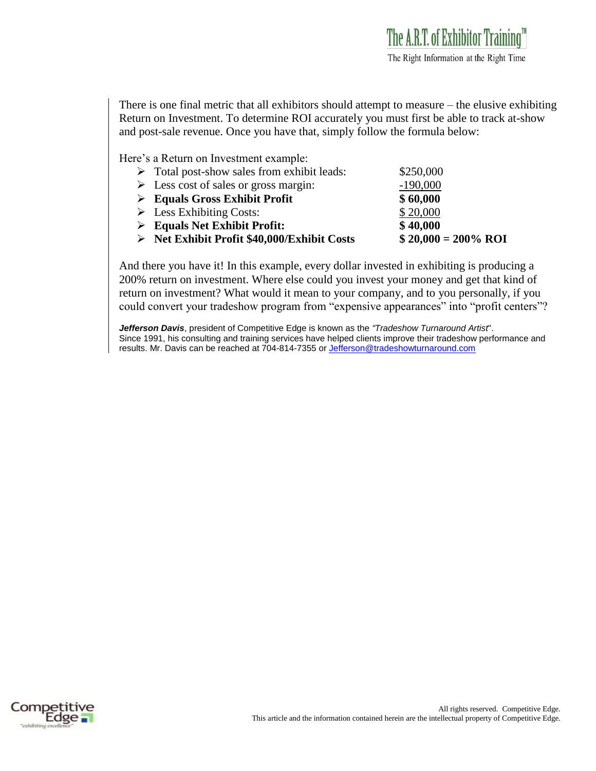There is one final metric that all exhibitors should attempt to measure – the elusive exhibiting Return on Investment. To determine ROI accurately you must first be able to track at-show and post-sale revenue. Once you have that, simply follow the formula below:

Here's a Return on Investment example:

| | |
|---|---|
| ➢ Total post-show sales from exhibit leads: | $250,000 |
| ➢ Less cost of sales or gross margin: | -190,000 |
| ➢ **Equals Gross Exhibit Profit** | **$ 60,000** |
| ➢ Less Exhibiting Costs: | $ 20,000 |
| ➢ **Equals Net Exhibit Profit:** | **$ 40,000** |
| ➢ **Net Exhibit Profit $40,000/Exhibit Costs** | **$ 20,000 = 200% ROI** |

And there you have it! In this example, every dollar invested in exhibiting is producing a 200% return on investment. Where else could you invest your money and get that kind of return on investment? What would it mean to your company, and to you personally, if you could convert your tradeshow program from "expensive appearances" into "profit centers"?

***Jefferson Davis***, president of Competitive Edge is known as the *"Tradeshow Turnaround Artist*". Since 1991, his consulting and training services have helped clients improve their tradeshow performance and results. Mr. Davis can be reached at 704-814-7355 or Jefferson@tradeshowturnaround.com

All rights reserved. Competitive Edge.
This article and the information contained herein are the intellectual property of Competitive Edge.